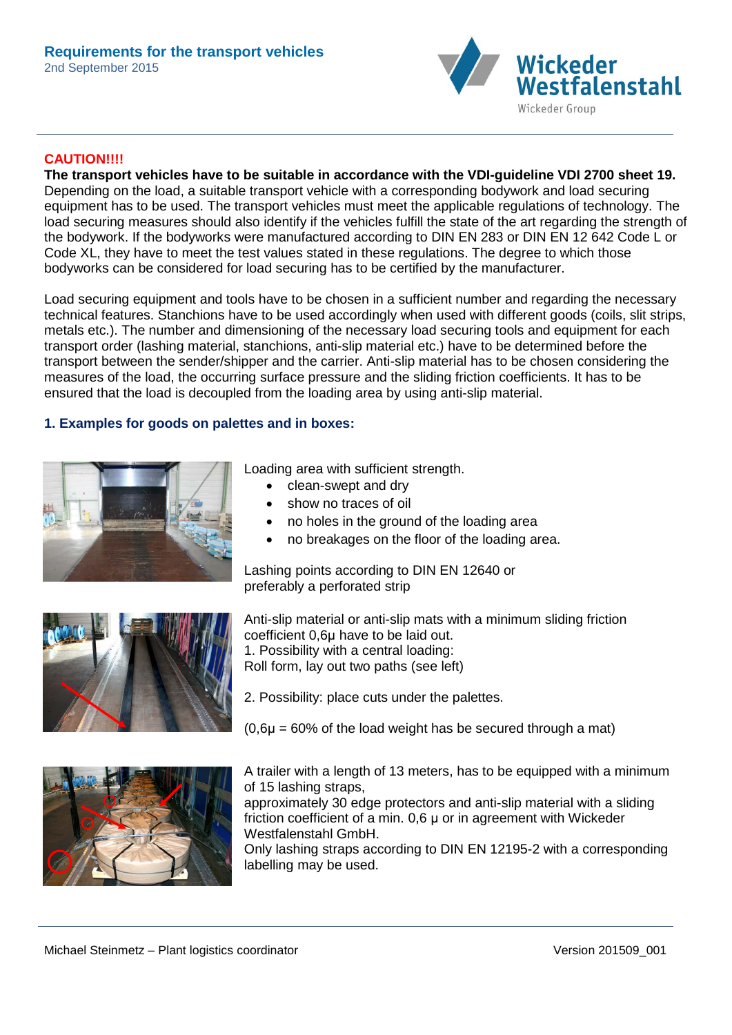**Requirements for the transport vehicles**
2nd September 2015

**CAUTION!!!!**

**The transport vehicles have to be suitable in accordance with the VDI-guideline VDI 2700 sheet 19.**
Depending on the load, a suitable transport vehicle with a corresponding bodywork and load securing equipment has to be used. The transport vehicles must meet the applicable regulations of technology. The load securing measures should also identify if the vehicles fulfill the state of the art regarding the strength of the bodywork. If the bodyworks were manufactured according to DIN EN 283 or DIN EN 12 642 Code L or Code XL, they have to meet the test values stated in these regulations. The degree to which those bodyworks can be considered for load securing has to be certified by the manufacturer.

Load securing equipment and tools have to be chosen in a sufficient number and regarding the necessary technical features. Stanchions have to be used accordingly when used with different goods (coils, slit strips, metals etc.). The number and dimensioning of the necessary load securing tools and equipment for each transport order (lashing material, stanchions, anti-slip material etc.) have to be determined before the transport between the sender/shipper and the carrier. Anti-slip material has to be chosen considering the measures of the load, the occurring surface pressure and the sliding friction coefficients. It has to be ensured that the load is decoupled from the loading area by using anti-slip material.

## 1. Examples for goods on palettes and in boxes:

Loading area with sufficient strength.

- clean-swept and dry
- show no traces of oil
- no holes in the ground of the loading area
- no breakages on the floor of the loading area.

Lashing points according to DIN EN 12640 or preferably a perforated strip

Anti-slip material or anti-slip mats with a minimum sliding friction coefficient 0,6µ have to be laid out.
1. Possibility with a central loading:
Roll form, lay out two paths (see left)

2. Possibility: place cuts under the palettes.

(0,6µ = 60% of the load weight has be secured through a mat)

A trailer with a length of 13 meters, has to be equipped with a minimum of 15 lashing straps,
approximately 30 edge protectors and anti-slip material with a sliding friction coefficient of a min. 0,6 µ or in agreement with Wickeder Westfalenstahl GmbH.
Only lashing straps according to DIN EN 12195-2 with a corresponding labelling may be used.

Michael Steinmetz – Plant logistics coordinator — Version 201509_001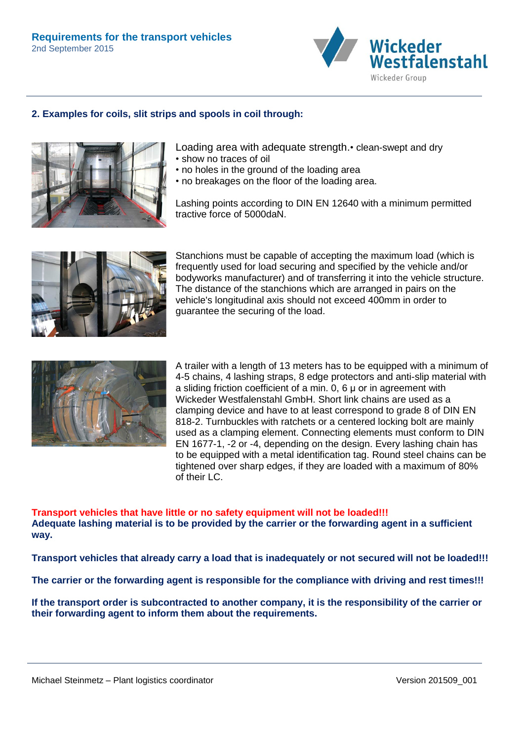## 2. Examples for coils, slit strips and spools in coil through:

Loading area with adequate strength.
- clean-swept and dry
- show no traces of oil
- no holes in the ground of the loading area
- no breakages on the floor of the loading area.

Lashing points according to DIN EN 12640 with a minimum permitted tractive force of 5000daN.

Stanchions must be capable of accepting the maximum load (which is frequently used for load securing and specified by the vehicle and/or bodyworks manufacturer) and of transferring it into the vehicle structure. The distance of the stanchions which are arranged in pairs on the vehicle's longitudinal axis should not exceed 400mm in order to guarantee the securing of the load.

A trailer with a length of 13 meters has to be equipped with a minimum of 4-5 chains, 4 lashing straps, 8 edge protectors and anti-slip material with a sliding friction coefficient of a min. 0, 6 µ or in agreement with Wickeder Westfalenstahl GmbH. Short link chains are used as a clamping device and have to at least correspond to grade 8 of DIN EN 818-2. Turnbuckles with ratchets or a centered locking bolt are mainly used as a clamping element. Connecting elements must conform to DIN EN 1677-1, -2 or -4, depending on the design. Every lashing chain has to be equipped with a metal identification tag. Round steel chains can be tightened over sharp edges, if they are loaded with a maximum of 80% of their LC.

**Transport vehicles that have little or no safety equipment will not be loaded!!!**
**Adequate lashing material is to be provided by the carrier or the forwarding agent in a sufficient way.**

**Transport vehicles that already carry a load that is inadequately or not secured will not be loaded!!!**

**The carrier or the forwarding agent is responsible for the compliance with driving and rest times!!!**

**If the transport order is subcontracted to another company, it is the responsibility of the carrier or their forwarding agent to inform them about the requirements.**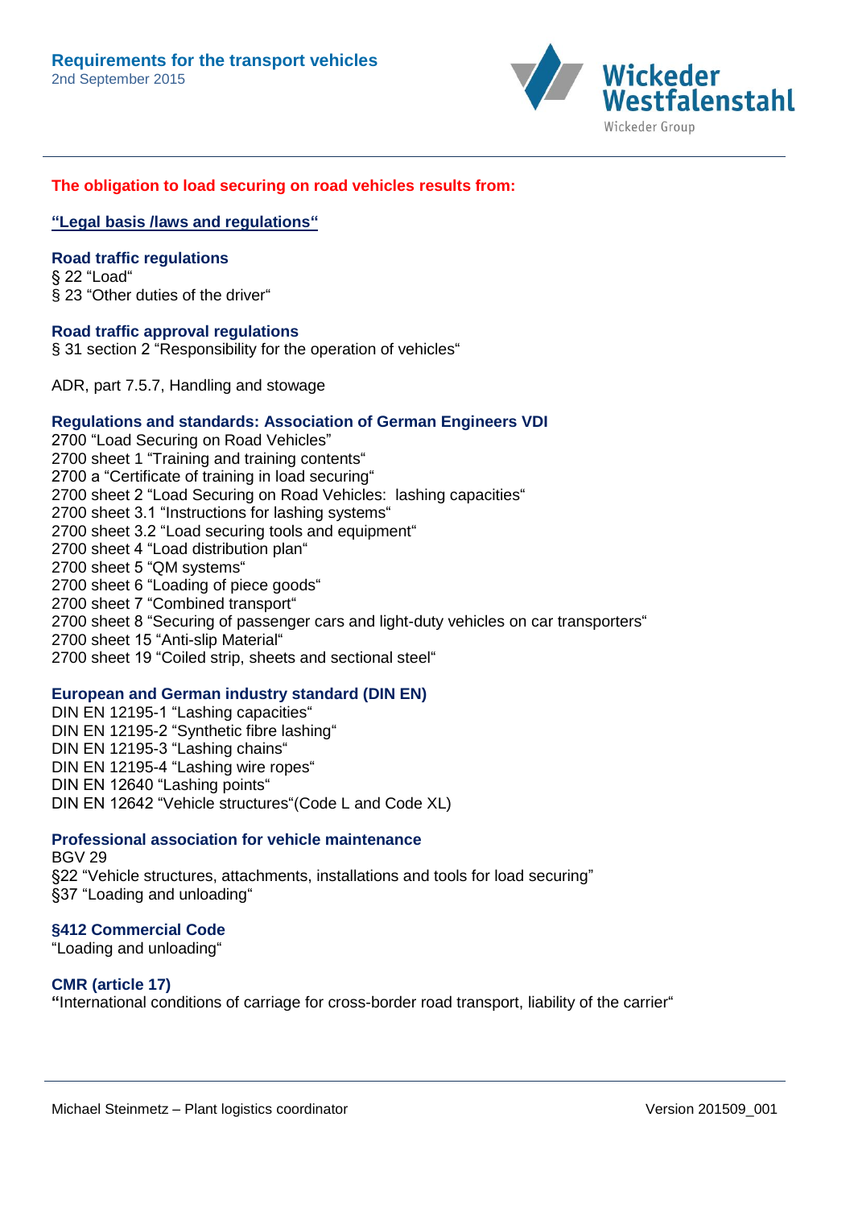**The obligation to load securing on road vehicles results from:**

**"Legal basis /laws and regulations"**

**Road traffic regulations**
§ 22 "Load"
§ 23 "Other duties of the driver"

**Road traffic approval regulations**
§ 31 section 2 "Responsibility for the operation of vehicles"

ADR, part 7.5.7, Handling and stowage

**Regulations and standards: Association of German Engineers VDI**
2700 "Load Securing on Road Vehicles"
2700 sheet 1 "Training and training contents"
2700 a "Certificate of training in load securing"
2700 sheet 2 "Load Securing on Road Vehicles: lashing capacities"
2700 sheet 3.1 "Instructions for lashing systems"
2700 sheet 3.2 "Load securing tools and equipment"
2700 sheet 4 "Load distribution plan"
2700 sheet 5 "QM systems"
2700 sheet 6 "Loading of piece goods"
2700 sheet 7 "Combined transport"
2700 sheet 8 "Securing of passenger cars and light-duty vehicles on car transporters"
2700 sheet 15 "Anti-slip Material"
2700 sheet 19 "Coiled strip, sheets and sectional steel"

**European and German industry standard (DIN EN)**
DIN EN 12195-1 "Lashing capacities"
DIN EN 12195-2 "Synthetic fibre lashing"
DIN EN 12195-3 "Lashing chains"
DIN EN 12195-4 "Lashing wire ropes"
DIN EN 12640 "Lashing points"
DIN EN 12642 "Vehicle structures"(Code L and Code XL)

**Professional association for vehicle maintenance**
BGV 29
§22 "Vehicle structures, attachments, installations and tools for load securing"
§37 "Loading and unloading"

**§412 Commercial Code**
"Loading and unloading"

**CMR (article 17)**
**"**International conditions of carriage for cross-border road transport, liability of the carrier"